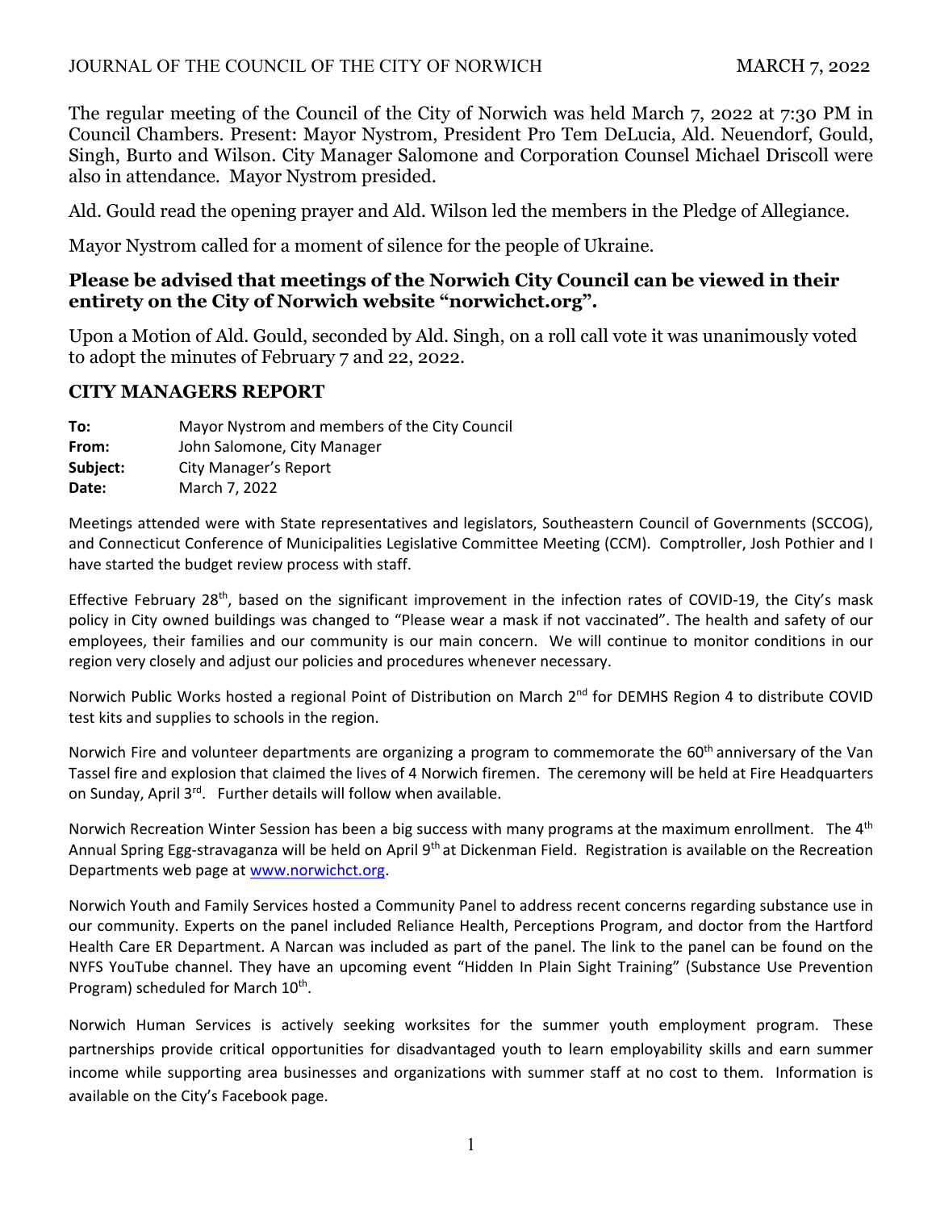The regular meeting of the Council of the City of Norwich was held March 7, 2022 at 7:30 PM in Council Chambers. Present: Mayor Nystrom, President Pro Tem DeLucia, Ald. Neuendorf, Gould, Singh, Burto and Wilson. City Manager Salomone and Corporation Counsel Michael Driscoll were also in attendance. Mayor Nystrom presided.

Ald. Gould read the opening prayer and Ald. Wilson led the members in the Pledge of Allegiance.

Mayor Nystrom called for a moment of silence for the people of Ukraine.

### Please be advised that meetings of the Norwich City Council can be viewed in their entirety on the City of Norwich website "norwichct.org".

Upon a Motion of Ald. Gould, seconded by Ald. Singh, on a roll call vote it was unanimously voted to adopt the minutes of February 7 and 22, 2022.

## CITY MANAGERS REPORT

**To:** Mayor Nystrom and members of the City Council
**From:** John Salomone, City Manager
**Subject:** City Manager's Report
**Date:** March 7, 2022

Meetings attended were with State representatives and legislators, Southeastern Council of Governments (SCCOG), and Connecticut Conference of Municipalities Legislative Committee Meeting (CCM). Comptroller, Josh Pothier and I have started the budget review process with staff.

Effective February 28th, based on the significant improvement in the infection rates of COVID-19, the City's mask policy in City owned buildings was changed to "Please wear a mask if not vaccinated". The health and safety of our employees, their families and our community is our main concern. We will continue to monitor conditions in our region very closely and adjust our policies and procedures whenever necessary.

Norwich Public Works hosted a regional Point of Distribution on March 2nd for DEMHS Region 4 to distribute COVID test kits and supplies to schools in the region.

Norwich Fire and volunteer departments are organizing a program to commemorate the 60th anniversary of the Van Tassel fire and explosion that claimed the lives of 4 Norwich firemen. The ceremony will be held at Fire Headquarters on Sunday, April 3rd. Further details will follow when available.

Norwich Recreation Winter Session has been a big success with many programs at the maximum enrollment. The 4th Annual Spring Egg-stravaganza will be held on April 9th at Dickenman Field. Registration is available on the Recreation Departments web page at www.norwichct.org.

Norwich Youth and Family Services hosted a Community Panel to address recent concerns regarding substance use in our community. Experts on the panel included Reliance Health, Perceptions Program, and doctor from the Hartford Health Care ER Department. A Narcan was included as part of the panel. The link to the panel can be found on the NYFS YouTube channel. They have an upcoming event "Hidden In Plain Sight Training" (Substance Use Prevention Program) scheduled for March 10th.

Norwich Human Services is actively seeking worksites for the summer youth employment program. These partnerships provide critical opportunities for disadvantaged youth to learn employability skills and earn summer income while supporting area businesses and organizations with summer staff at no cost to them. Information is available on the City's Facebook page.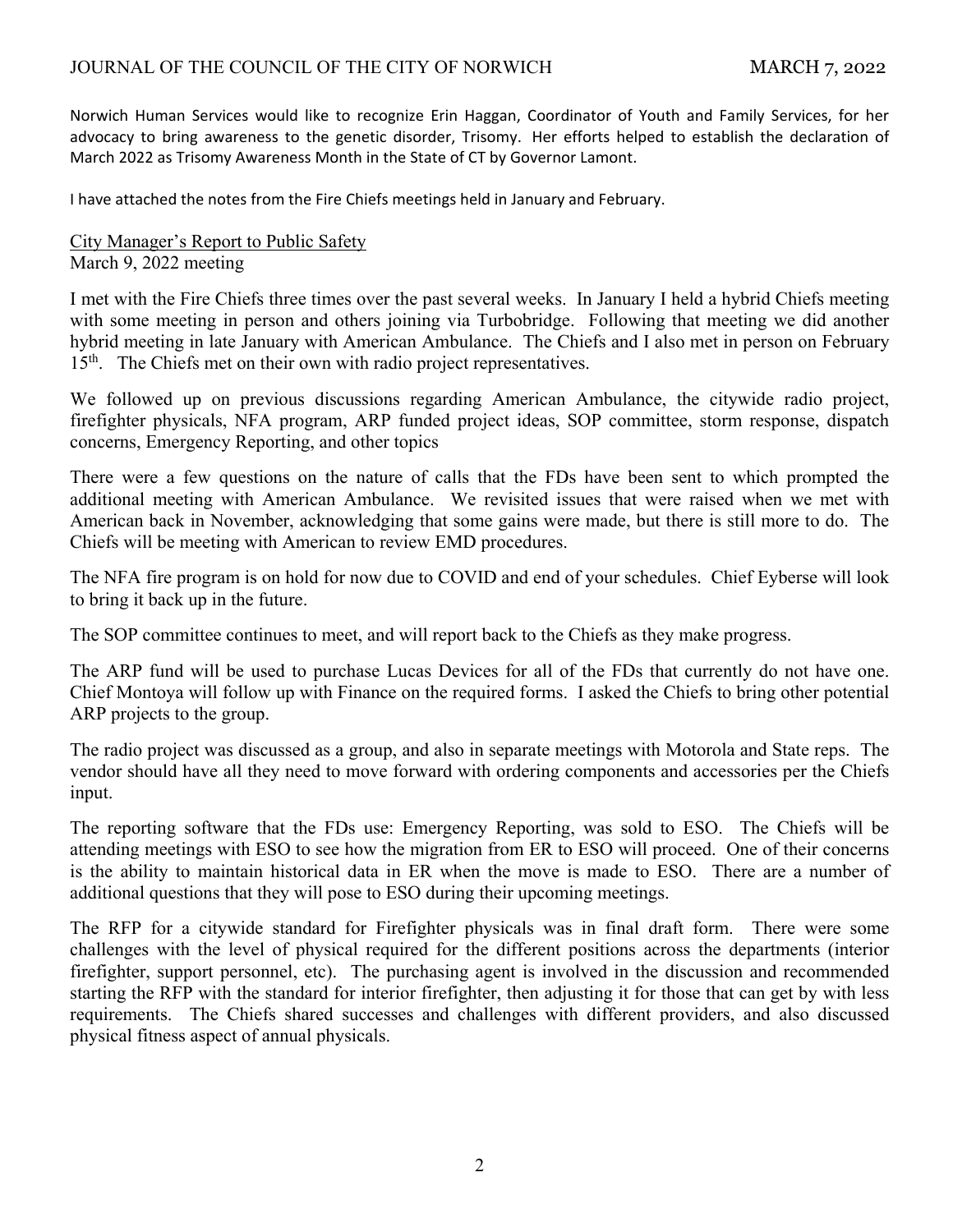Norwich Human Services would like to recognize Erin Haggan, Coordinator of Youth and Family Services, for her advocacy to bring awareness to the genetic disorder, Trisomy. Her efforts helped to establish the declaration of March 2022 as Trisomy Awareness Month in the State of CT by Governor Lamont.

I have attached the notes from the Fire Chiefs meetings held in January and February.

City Manager's Report to Public Safety
March 9, 2022 meeting

I met with the Fire Chiefs three times over the past several weeks. In January I held a hybrid Chiefs meeting with some meeting in person and others joining via Turbobridge. Following that meeting we did another hybrid meeting in late January with American Ambulance. The Chiefs and I also met in person on February 15th. The Chiefs met on their own with radio project representatives.

We followed up on previous discussions regarding American Ambulance, the citywide radio project, firefighter physicals, NFA program, ARP funded project ideas, SOP committee, storm response, dispatch concerns, Emergency Reporting, and other topics

There were a few questions on the nature of calls that the FDs have been sent to which prompted the additional meeting with American Ambulance. We revisited issues that were raised when we met with American back in November, acknowledging that some gains were made, but there is still more to do. The Chiefs will be meeting with American to review EMD procedures.

The NFA fire program is on hold for now due to COVID and end of your schedules. Chief Eyberse will look to bring it back up in the future.

The SOP committee continues to meet, and will report back to the Chiefs as they make progress.

The ARP fund will be used to purchase Lucas Devices for all of the FDs that currently do not have one. Chief Montoya will follow up with Finance on the required forms. I asked the Chiefs to bring other potential ARP projects to the group.

The radio project was discussed as a group, and also in separate meetings with Motorola and State reps. The vendor should have all they need to move forward with ordering components and accessories per the Chiefs input.

The reporting software that the FDs use: Emergency Reporting, was sold to ESO. The Chiefs will be attending meetings with ESO to see how the migration from ER to ESO will proceed. One of their concerns is the ability to maintain historical data in ER when the move is made to ESO. There are a number of additional questions that they will pose to ESO during their upcoming meetings.

The RFP for a citywide standard for Firefighter physicals was in final draft form. There were some challenges with the level of physical required for the different positions across the departments (interior firefighter, support personnel, etc). The purchasing agent is involved in the discussion and recommended starting the RFP with the standard for interior firefighter, then adjusting it for those that can get by with less requirements. The Chiefs shared successes and challenges with different providers, and also discussed physical fitness aspect of annual physicals.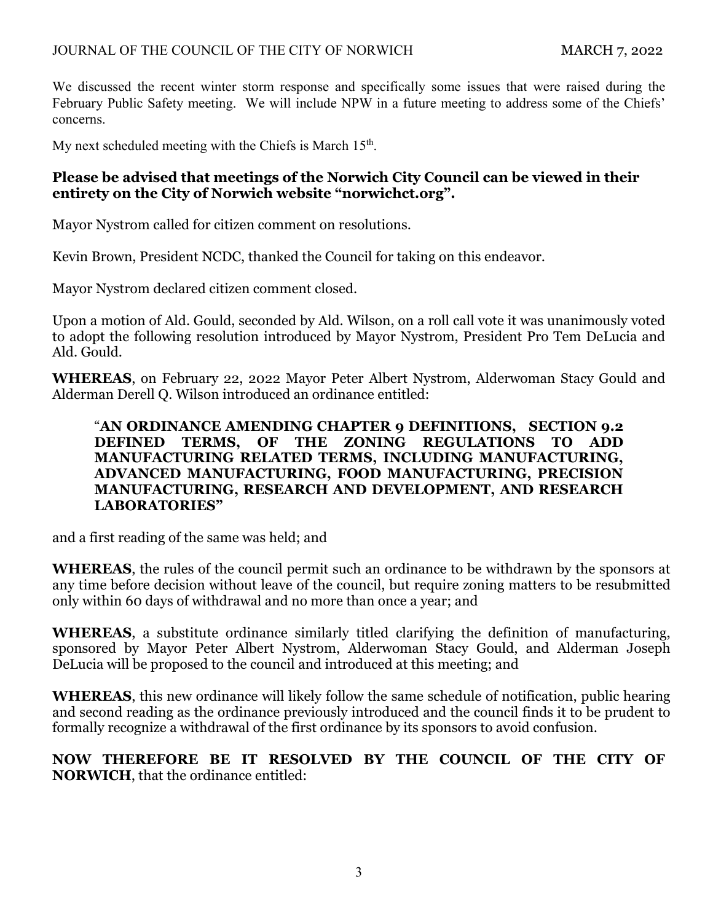We discussed the recent winter storm response and specifically some issues that were raised during the February Public Safety meeting. We will include NPW in a future meeting to address some of the Chiefs' concerns.

My next scheduled meeting with the Chiefs is March 15th.

**Please be advised that meetings of the Norwich City Council can be viewed in their entirety on the City of Norwich website "norwichct.org".**

Mayor Nystrom called for citizen comment on resolutions.

Kevin Brown, President NCDC, thanked the Council for taking on this endeavor.

Mayor Nystrom declared citizen comment closed.

Upon a motion of Ald. Gould, seconded by Ald. Wilson, on a roll call vote it was unanimously voted to adopt the following resolution introduced by Mayor Nystrom, President Pro Tem DeLucia and Ald. Gould.

**WHEREAS**, on February 22, 2022 Mayor Peter Albert Nystrom, Alderwoman Stacy Gould and Alderman Derell Q. Wilson introduced an ordinance entitled:

> "**AN ORDINANCE AMENDING CHAPTER 9 DEFINITIONS, SECTION 9.2 DEFINED TERMS, OF THE ZONING REGULATIONS TO ADD MANUFACTURING RELATED TERMS, INCLUDING MANUFACTURING, ADVANCED MANUFACTURING, FOOD MANUFACTURING, PRECISION MANUFACTURING, RESEARCH AND DEVELOPMENT, AND RESEARCH LABORATORIES"**

and a first reading of the same was held; and

**WHEREAS**, the rules of the council permit such an ordinance to be withdrawn by the sponsors at any time before decision without leave of the council, but require zoning matters to be resubmitted only within 60 days of withdrawal and no more than once a year; and

**WHEREAS**, a substitute ordinance similarly titled clarifying the definition of manufacturing, sponsored by Mayor Peter Albert Nystrom, Alderwoman Stacy Gould, and Alderman Joseph DeLucia will be proposed to the council and introduced at this meeting; and

**WHEREAS**, this new ordinance will likely follow the same schedule of notification, public hearing and second reading as the ordinance previously introduced and the council finds it to be prudent to formally recognize a withdrawal of the first ordinance by its sponsors to avoid confusion.

**NOW THEREFORE BE IT RESOLVED BY THE COUNCIL OF THE CITY OF NORWICH**, that the ordinance entitled: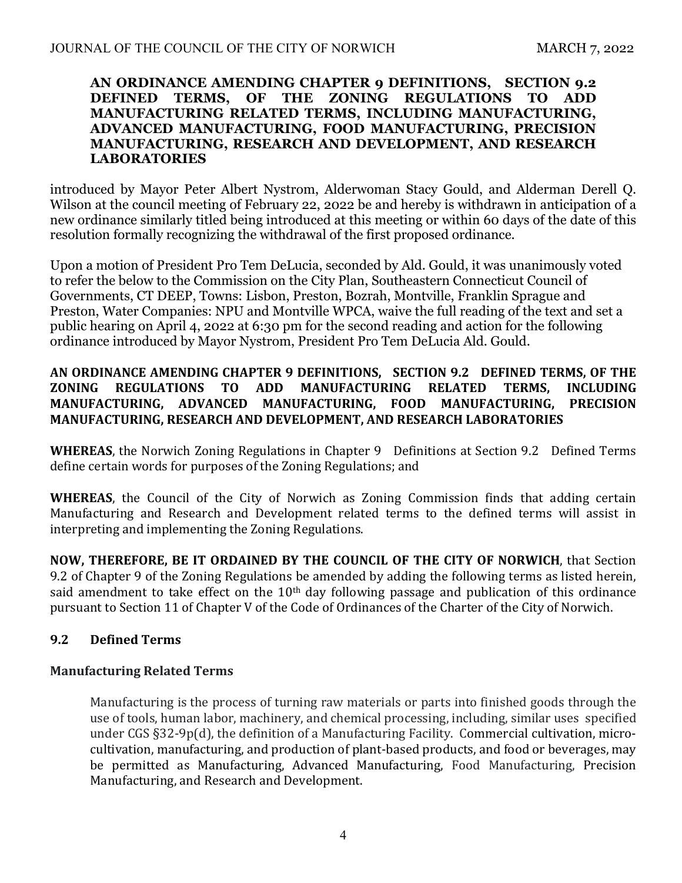**AN ORDINANCE AMENDING CHAPTER 9 DEFINITIONS, SECTION 9.2 DEFINED TERMS, OF THE ZONING REGULATIONS TO ADD MANUFACTURING RELATED TERMS, INCLUDING MANUFACTURING, ADVANCED MANUFACTURING, FOOD MANUFACTURING, PRECISION MANUFACTURING, RESEARCH AND DEVELOPMENT, AND RESEARCH LABORATORIES**

introduced by Mayor Peter Albert Nystrom, Alderwoman Stacy Gould, and Alderman Derell Q. Wilson at the council meeting of February 22, 2022 be and hereby is withdrawn in anticipation of a new ordinance similarly titled being introduced at this meeting or within 60 days of the date of this resolution formally recognizing the withdrawal of the first proposed ordinance.

Upon a motion of President Pro Tem DeLucia, seconded by Ald. Gould, it was unanimously voted to refer the below to the Commission on the City Plan, Southeastern Connecticut Council of Governments, CT DEEP, Towns: Lisbon, Preston, Bozrah, Montville, Franklin Sprague and Preston, Water Companies: NPU and Montville WPCA, waive the full reading of the text and set a public hearing on April 4, 2022 at 6:30 pm for the second reading and action for the following ordinance introduced by Mayor Nystrom, President Pro Tem DeLucia Ald. Gould.

**AN ORDINANCE AMENDING CHAPTER 9 DEFINITIONS, SECTION 9.2 DEFINED TERMS, OF THE ZONING REGULATIONS TO ADD MANUFACTURING RELATED TERMS, INCLUDING MANUFACTURING, ADVANCED MANUFACTURING, FOOD MANUFACTURING, PRECISION MANUFACTURING, RESEARCH AND DEVELOPMENT, AND RESEARCH LABORATORIES**

**WHEREAS**, the Norwich Zoning Regulations in Chapter 9 Definitions at Section 9.2 Defined Terms define certain words for purposes of the Zoning Regulations; and

**WHEREAS**, the Council of the City of Norwich as Zoning Commission finds that adding certain Manufacturing and Research and Development related terms to the defined terms will assist in interpreting and implementing the Zoning Regulations.

**NOW, THEREFORE, BE IT ORDAINED BY THE COUNCIL OF THE CITY OF NORWICH**, that Section 9.2 of Chapter 9 of the Zoning Regulations be amended by adding the following terms as listed herein, said amendment to take effect on the 10th day following passage and publication of this ordinance pursuant to Section 11 of Chapter V of the Code of Ordinances of the Charter of the City of Norwich.

## 9.2 Defined Terms

### Manufacturing Related Terms

> Manufacturing is the process of turning raw materials or parts into finished goods through the use of tools, human labor, machinery, and chemical processing, including, similar uses specified under CGS §32-9p(d), the definition of a Manufacturing Facility. Commercial cultivation, micro-cultivation, manufacturing, and production of plant-based products, and food or beverages, may be permitted as Manufacturing, Advanced Manufacturing, Food Manufacturing, Precision Manufacturing, and Research and Development.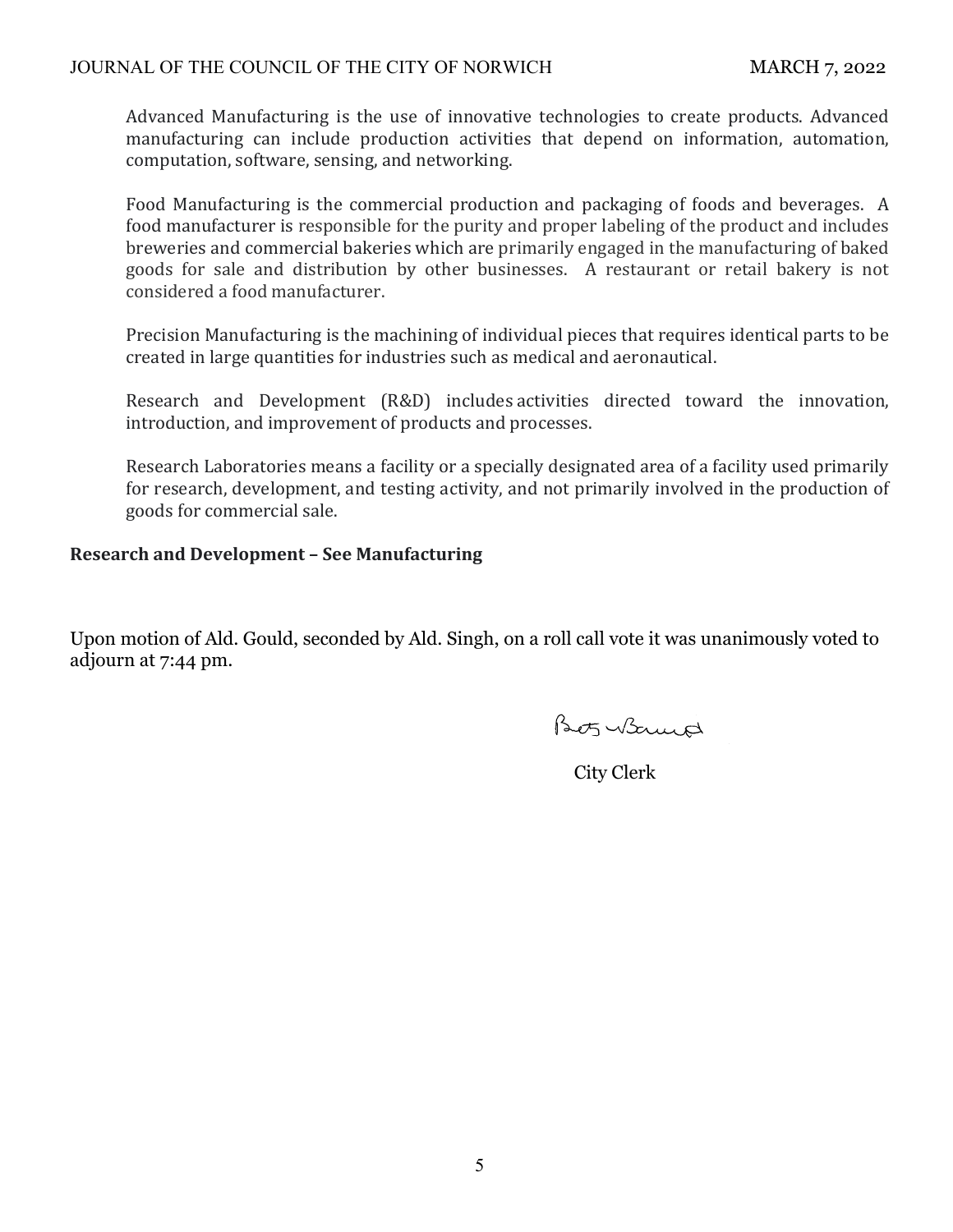Advanced Manufacturing is the use of innovative technologies to create products. Advanced manufacturing can include production activities that depend on information, automation, computation, software, sensing, and networking.

Food Manufacturing is the commercial production and packaging of foods and beverages. A food manufacturer is responsible for the purity and proper labeling of the product and includes breweries and commercial bakeries which are primarily engaged in the manufacturing of baked goods for sale and distribution by other businesses. A restaurant or retail bakery is not considered a food manufacturer.

Precision Manufacturing is the machining of individual pieces that requires identical parts to be created in large quantities for industries such as medical and aeronautical.

Research and Development (R&D) includes activities directed toward the innovation, introduction, and improvement of products and processes.

Research Laboratories means a facility or a specially designated area of a facility used primarily for research, development, and testing activity, and not primarily involved in the production of goods for commercial sale.

**Research and Development – See Manufacturing**

Upon motion of Ald. Gould, seconded by Ald. Singh, on a roll call vote it was unanimously voted to adjourn at 7:44 pm.

City Clerk